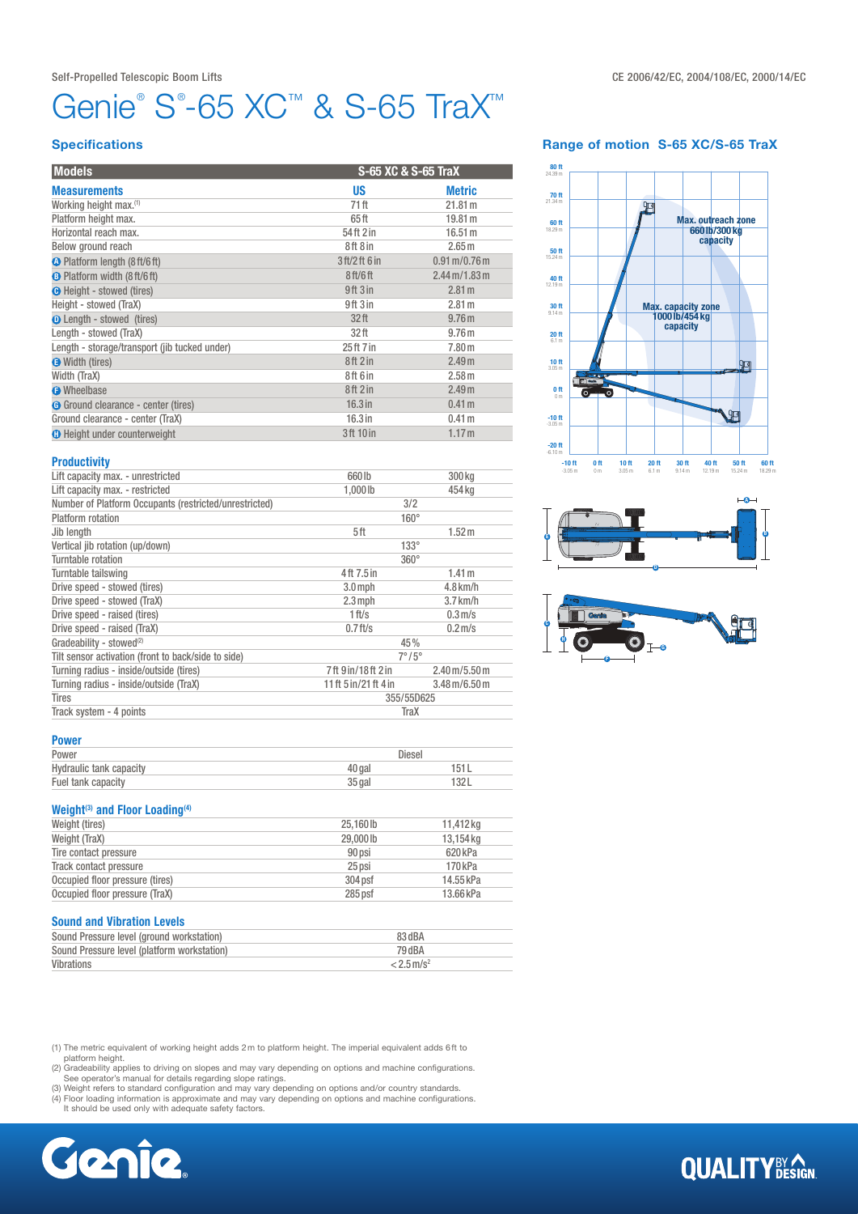Self-Propelled Telescopic Boom Lifts

CE 2006/42/EC, 2004/108/EC, 2000/14/EC

# Genie® S®-65 XC™ & S-65 TraX™

## Specifications

| Models | S-65 XC & S-65 TraX | |
|---|---|---|
| **Measurements** | **US** | **Metric** |
| Working height max.(1) | 71 ft | 21.81 m |
| Platform height max. | 65 ft | 19.81 m |
| Horizontal reach max. | 54 ft 2 in | 16.51 m |
| Below ground reach | 8 ft 8 in | 2.65 m |
| A Platform length (8 ft/6 ft) | 3 ft/2 ft 6 in | 0.91 m/0.76 m |
| B Platform width (8 ft/6 ft) | 8 ft/6 ft | 2.44 m/1.83 m |
| C Height - stowed (tires) | 9 ft 3 in | 2.81 m |
| Height - stowed (TraX) | 9 ft 3 in | 2.81 m |
| D Length - stowed (tires) | 32 ft | 9.76 m |
| Length - stowed (TraX) | 32 ft | 9.76 m |
| Length - storage/transport (jib tucked under) | 25 ft 7 in | 7.80 m |
| E Width (tires) | 8 ft 2 in | 2.49 m |
| Width (TraX) | 8 ft 6 in | 2.58 m |
| F Wheelbase | 8 ft 2 in | 2.49 m |
| G Ground clearance - center (tires) | 16.3 in | 0.41 m |
| Ground clearance - center (TraX) | 16.3 in | 0.41 m |
| H Height under counterweight | 3 ft 10 in | 1.17 m |

### Productivity

| | | |
|---|---|---|
| Lift capacity max. - unrestricted | 660 lb | 300 kg |
| Lift capacity max. - restricted | 1,000 lb | 454 kg |
| Number of Platform Occupants (restricted/unrestricted) | 3/2 | |
| Platform rotation | 160° | |
| Jib length | 5 ft | 1.52 m |
| Vertical jib rotation (up/down) | 133° | |
| Turntable rotation | 360° | |
| Turntable tailswing | 4 ft 7.5 in | 1.41 m |
| Drive speed - stowed (tires) | 3.0 mph | 4.8 km/h |
| Drive speed - stowed (TraX) | 2.3 mph | 3.7 km/h |
| Drive speed - raised (tires) | 1 ft/s | 0.3 m/s |
| Drive speed - raised (TraX) | 0.7 ft/s | 0.2 m/s |
| Gradeability - stowed(2) | 45% | |
| Tilt sensor activation (front to back/side to side) | 7° / 5° | |
| Turning radius - inside/outside (tires) | 7 ft 9 in/18 ft 2 in | 2.40 m/5.50 m |
| Turning radius - inside/outside (TraX) | 11 ft 5 in/21 ft 4 in | 3.48 m/6.50 m |
| Tires | 355/55D625 | |
| Track system - 4 points | TraX | |

### Power

| | | |
|---|---|---|
| Power | Diesel | |
| Hydraulic tank capacity | 40 gal | 151 L |
| Fuel tank capacity | 35 gal | 132 L |

### Weight(3) and Floor Loading(4)

| | | |
|---|---|---|
| Weight (tires) | 25,160 lb | 11,412 kg |
| Weight (TraX) | 29,000 lb | 13,154 kg |
| Tire contact pressure | 90 psi | 620 kPa |
| Track contact pressure | 25 psi | 170 kPa |
| Occupied floor pressure (tires) | 304 psf | 14.55 kPa |
| Occupied floor pressure (TraX) | 285 psf | 13.66 kPa |

### Sound and Vibration Levels

| | |
|---|---|
| Sound Pressure level (ground workstation) | 83 dBA |
| Sound Pressure level (platform workstation) | 79 dBA |
| Vibrations | < 2.5 m/s² |

## Range of motion S-65 XC/S-65 TraX

Max. outreach zone 660 lb/300 kg capacity

Max. capacity zone 1000 lb/454 kg capacity

(1) The metric equivalent of working height adds 2 m to platform height. The imperial equivalent adds 6 ft to platform height.
(2) Gradeability applies to driving on slopes and may vary depending on options and machine configurations. See operator's manual for details regarding slope ratings.
(3) Weight refers to standard configuration and may vary depending on options and/or country standards.
(4) Floor loading information is approximate and may vary depending on options and machine configurations. It should be used only with adequate safety factors.

Genie. QUALITY BY DESIGN.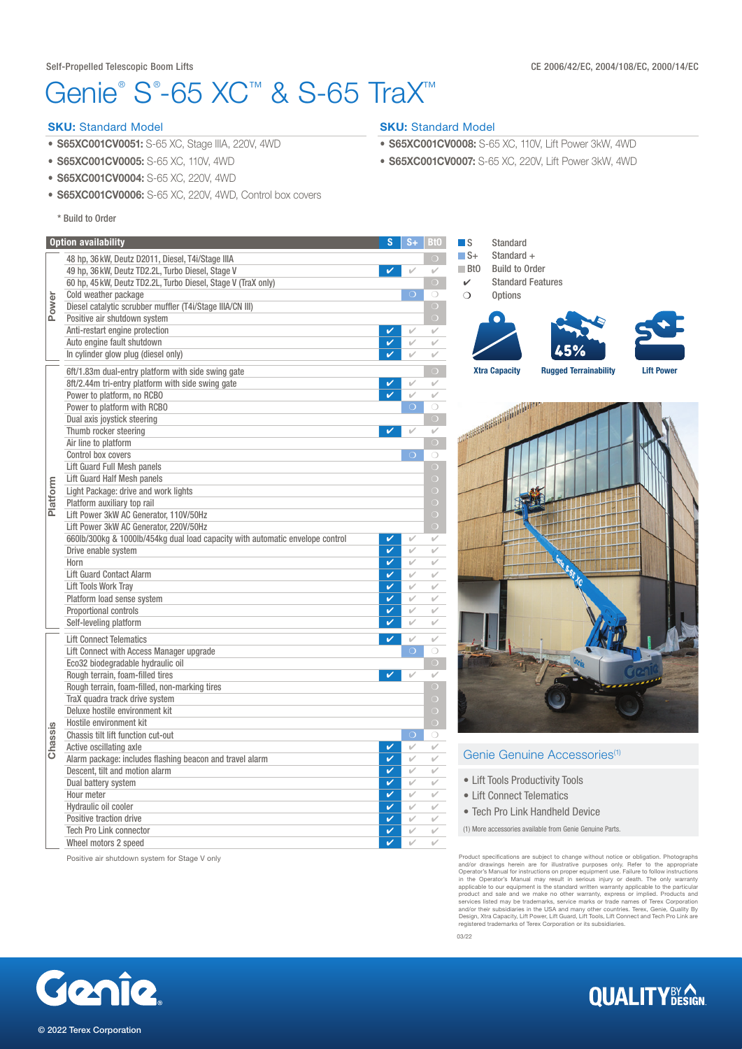Self-Propelled Telescopic Boom Lifts

CE 2006/42/EC, 2004/108/EC, 2000/14/EC

# Genie® S®-65 XC™ & S-65 TraX™

## SKU: Standard Model

- **S65XC001CV0051:** S-65 XC, Stage IIIA, 220V, 4WD
- **S65XC001CV0005:** S-65 XC, 110V, 4WD
- **S65XC001CV0004:** S-65 XC, 220V, 4WD
- **S65XC001CV0006:** S-65 XC, 220V, 4WD, Control box covers

\* Build to Order

## SKU: Standard Model

- **S65XC001CV0008:** S-65 XC, 110V, Lift Power 3kW, 4WD
- **S65XC001CV0007:** S-65 XC, 220V, Lift Power 3kW, 4WD

| | Option availability | S | S+ | BtO |
|---|---|---|---|---|
| Power | 48 hp, 36 kW, Deutz D2011, Diesel, T4i/Stage IIIA | | | ❍ |
| | 49 hp, 36 kW, Deutz TD2.2L, Turbo Diesel, Stage V | ✔ | ✔ | ✔ |
| | 60 hp, 45 kW, Deutz TD2.2L, Turbo Diesel, Stage V (TraX only) | | | ❍ |
| | Cold weather package | | ❍ | ❍ |
| | Diesel catalytic scrubber muffler (T4i/Stage IIIA/CN III) | | | ❍ |
| | Positive air shutdown system | | | ❍ |
| | Anti-restart engine protection | ✔ | ✔ | ✔ |
| | Auto engine fault shutdown | ✔ | ✔ | ✔ |
| | In cylinder glow plug (diesel only) | ✔ | ✔ | ✔ |
| Platform | 6ft/1.83m dual-entry platform with side swing gate | | | ❍ |
| | 8ft/2.44m tri-entry platform with side swing gate | ✔ | ✔ | ✔ |
| | Power to platform, no RCBO | ✔ | ✔ | ✔ |
| | Power to platform with RCBO | | ❍ | ❍ |
| | Dual axis joystick steering | | | ❍ |
| | Thumb rocker steering | ✔ | ✔ | ✔ |
| | Air line to platform | | | ❍ |
| | Control box covers | | ❍ | ❍ |
| | Lift Guard Full Mesh panels | | | ❍ |
| | Lift Guard Half Mesh panels | | | ❍ |
| | Light Package: drive and work lights | | | ❍ |
| | Platform auxiliary top rail | | | ❍ |
| | Lift Power 3kW AC Generator, 110V/50Hz | | | ❍ |
| | Lift Power 3kW AC Generator, 220V/50Hz | | | ❍ |
| | 660lb/300kg & 1000lb/454kg dual load capacity with automatic envelope control | ✔ | ✔ | ✔ |
| | Drive enable system | ✔ | ✔ | ✔ |
| | Horn | ✔ | ✔ | ✔ |
| | Lift Guard Contact Alarm | ✔ | ✔ | ✔ |
| | Lift Tools Work Tray | ✔ | ✔ | ✔ |
| | Platform load sense system | ✔ | ✔ | ✔ |
| | Proportional controls | ✔ | ✔ | ✔ |
| | Self-leveling platform | ✔ | ✔ | ✔ |
| Chassis | Lift Connect Telematics | ✔ | ✔ | ✔ |
| | Lift Connect with Access Manager upgrade | | ❍ | ❍ |
| | Eco32 biodegradable hydraulic oil | | | ❍ |
| | Rough terrain, foam-filled tires | ✔ | ✔ | ✔ |
| | Rough terrain, foam-filled, non-marking tires | | | ❍ |
| | TraX quadra track drive system | | | ❍ |
| | Deluxe hostile environment kit | | | ❍ |
| | Hostile environment kit | | | ❍ |
| | Chassis tilt lift function cut-out | | ❍ | ❍ |
| | Active oscillating axle | ✔ | ✔ | ✔ |
| | Alarm package: includes flashing beacon and travel alarm | ✔ | ✔ | ✔ |
| | Descent, tilt and motion alarm | ✔ | ✔ | ✔ |
| | Dual battery system | ✔ | ✔ | ✔ |
| | Hour meter | ✔ | ✔ | ✔ |
| | Hydraulic oil cooler | ✔ | ✔ | ✔ |
| | Positive traction drive | ✔ | ✔ | ✔ |
| | Tech Pro Link connector | ✔ | ✔ | ✔ |
| | Wheel motors 2 speed | ✔ | ✔ | ✔ |

Positive air shutdown system for Stage V only

- S — Standard
- S+ — Standard +
- BtO — Build to Order
- ✔ — Standard Features
- ❍ — Options

Xtra Capacity | Rugged Terrainability (45%) | Lift Power

## Genie Genuine Accessories[1]

- Lift Tools Productivity Tools
- Lift Connect Telematics
- Tech Pro Link Handheld Device

(1) More accessories available from Genie Genuine Parts.

Product specifications are subject to change without notice or obligation. Photographs and/or drawings herein are for illustrative purposes only. Refer to the appropriate Operator's Manual for instructions on proper equipment use. Failure to follow instructions in the Operator's Manual may result in serious injury or death. The only warranty applicable to our equipment is the standard written warranty applicable to the particular product and sale and we make no other warranty, express or implied. Products and services listed may be trademarks, service marks or trade names of Terex Corporation and/or their subsidiaries in the USA and many other countries. Terex, Genie, Quality By Design, Xtra Capacity, Lift Power, Lift Guard, Lift Tools, Lift Connect and Tech Pro Link are registered trademarks of Terex Corporation or its subsidiaries.

03/22

© 2022 Terex Corporation